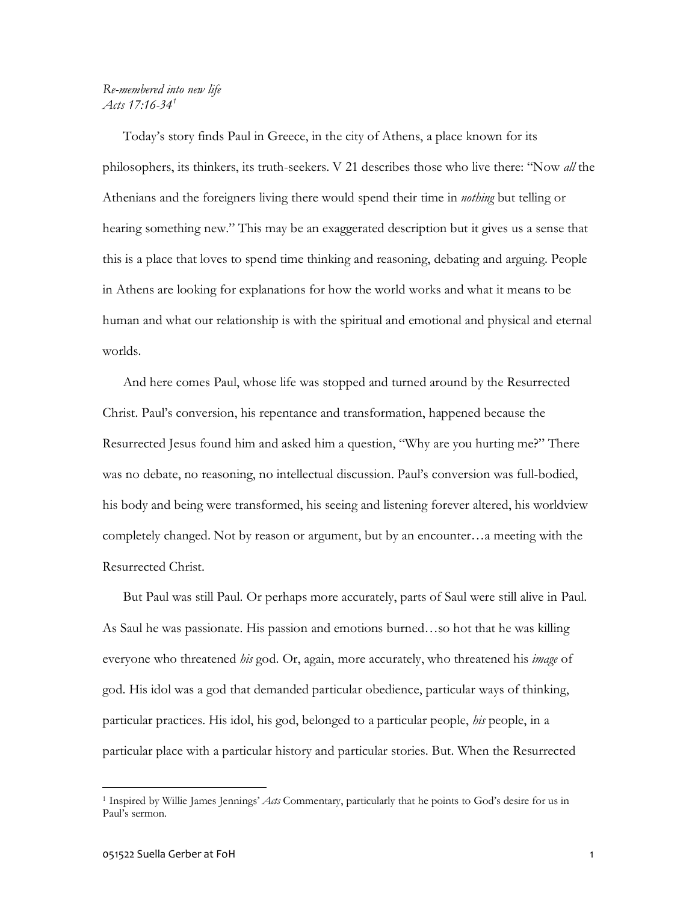*Re-membered into new life*
*Acts 17:16-34*[1]

Today's story finds Paul in Greece, in the city of Athens, a place known for its philosophers, its thinkers, its truth-seekers. V 21 describes those who live there: "Now *all* the Athenians and the foreigners living there would spend their time in *nothing* but telling or hearing something new." This may be an exaggerated description but it gives us a sense that this is a place that loves to spend time thinking and reasoning, debating and arguing. People in Athens are looking for explanations for how the world works and what it means to be human and what our relationship is with the spiritual and emotional and physical and eternal worlds.

And here comes Paul, whose life was stopped and turned around by the Resurrected Christ. Paul's conversion, his repentance and transformation, happened because the Resurrected Jesus found him and asked him a question, "Why are you hurting me?" There was no debate, no reasoning, no intellectual discussion. Paul's conversion was full-bodied, his body and being were transformed, his seeing and listening forever altered, his worldview completely changed. Not by reason or argument, but by an encounter…a meeting with the Resurrected Christ.

But Paul was still Paul. Or perhaps more accurately, parts of Saul were still alive in Paul. As Saul he was passionate. His passion and emotions burned…so hot that he was killing everyone who threatened *his* god. Or, again, more accurately, who threatened his *image* of god. His idol was a god that demanded particular obedience, particular ways of thinking, particular practices. His idol, his god, belonged to a particular people, *his* people, in a particular place with a particular history and particular stories. But. When the Resurrected

[1] Inspired by Willie James Jennings' *Acts* Commentary, particularly that he points to God's desire for us in Paul's sermon.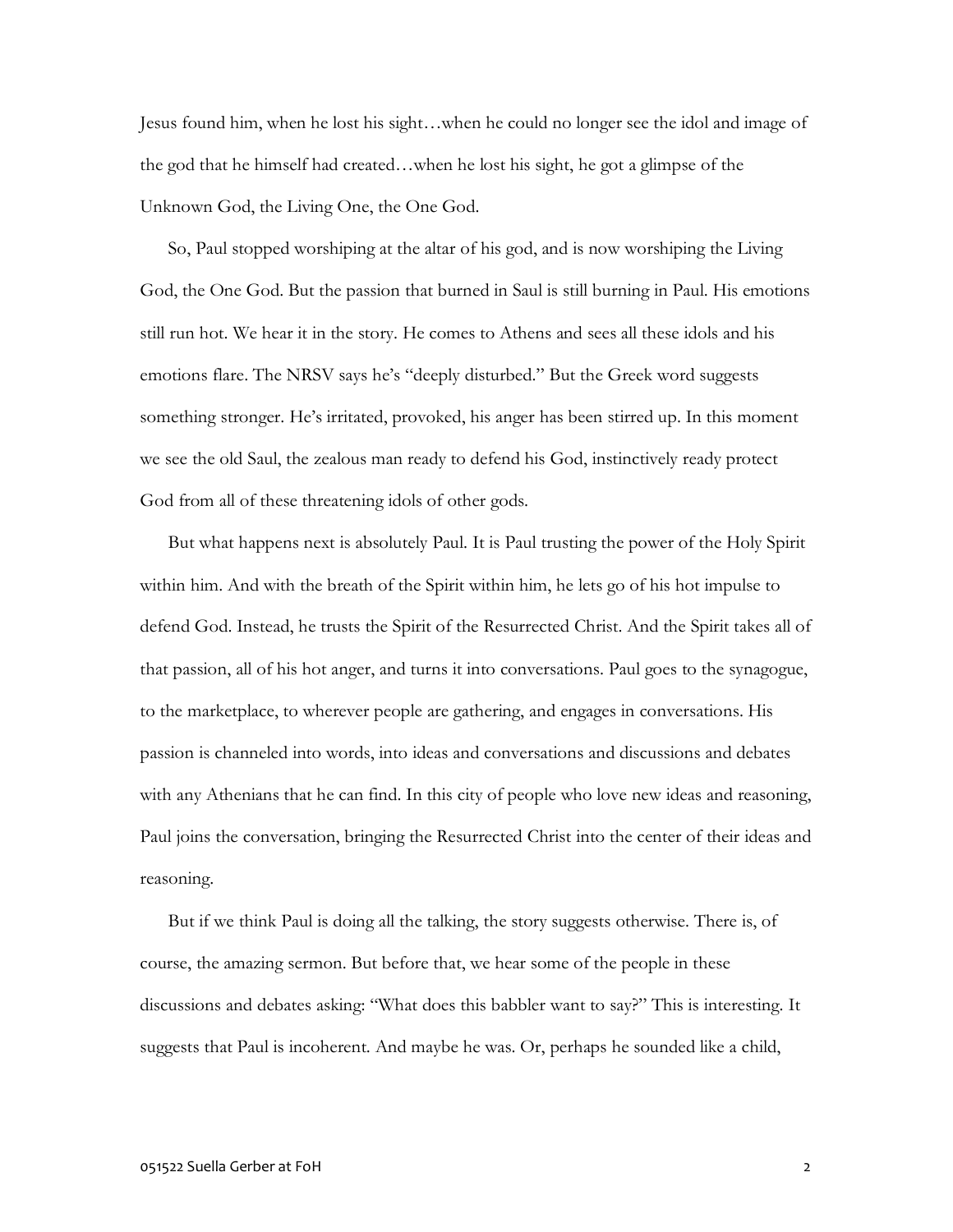Jesus found him, when he lost his sight…when he could no longer see the idol and image of the god that he himself had created…when he lost his sight, he got a glimpse of the Unknown God, the Living One, the One God.

So, Paul stopped worshiping at the altar of his god, and is now worshiping the Living God, the One God. But the passion that burned in Saul is still burning in Paul. His emotions still run hot. We hear it in the story. He comes to Athens and sees all these idols and his emotions flare. The NRSV says he's "deeply disturbed." But the Greek word suggests something stronger. He's irritated, provoked, his anger has been stirred up. In this moment we see the old Saul, the zealous man ready to defend his God, instinctively ready protect God from all of these threatening idols of other gods.

But what happens next is absolutely Paul. It is Paul trusting the power of the Holy Spirit within him. And with the breath of the Spirit within him, he lets go of his hot impulse to defend God. Instead, he trusts the Spirit of the Resurrected Christ. And the Spirit takes all of that passion, all of his hot anger, and turns it into conversations. Paul goes to the synagogue, to the marketplace, to wherever people are gathering, and engages in conversations. His passion is channeled into words, into ideas and conversations and discussions and debates with any Athenians that he can find. In this city of people who love new ideas and reasoning, Paul joins the conversation, bringing the Resurrected Christ into the center of their ideas and reasoning.

But if we think Paul is doing all the talking, the story suggests otherwise. There is, of course, the amazing sermon. But before that, we hear some of the people in these discussions and debates asking: "What does this babbler want to say?" This is interesting. It suggests that Paul is incoherent. And maybe he was. Or, perhaps he sounded like a child,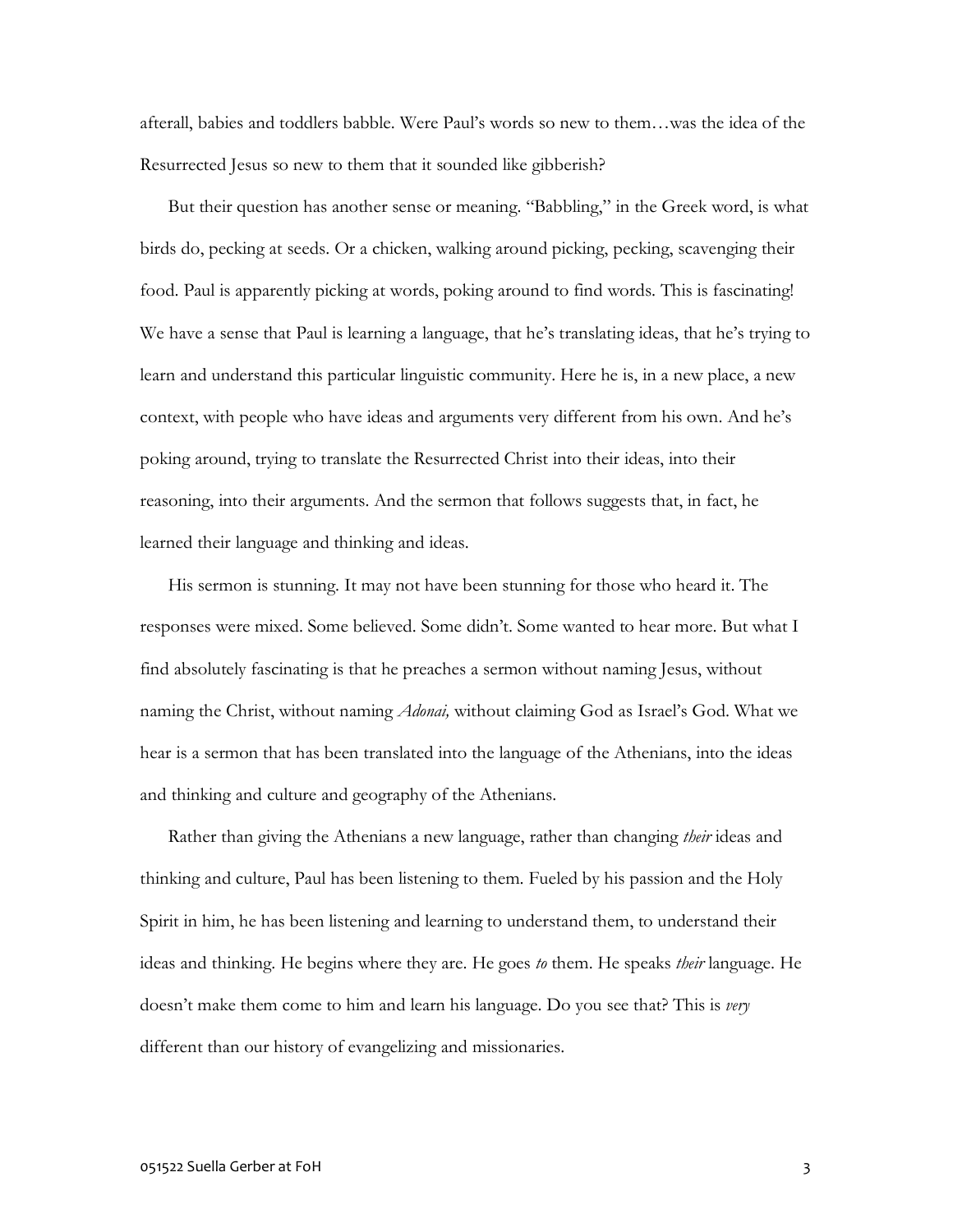afterall, babies and toddlers babble. Were Paul's words so new to them…was the idea of the Resurrected Jesus so new to them that it sounded like gibberish?

But their question has another sense or meaning. "Babbling," in the Greek word, is what birds do, pecking at seeds. Or a chicken, walking around picking, pecking, scavenging their food. Paul is apparently picking at words, poking around to find words. This is fascinating! We have a sense that Paul is learning a language, that he's translating ideas, that he's trying to learn and understand this particular linguistic community. Here he is, in a new place, a new context, with people who have ideas and arguments very different from his own. And he's poking around, trying to translate the Resurrected Christ into their ideas, into their reasoning, into their arguments. And the sermon that follows suggests that, in fact, he learned their language and thinking and ideas.

His sermon is stunning. It may not have been stunning for those who heard it. The responses were mixed. Some believed. Some didn't. Some wanted to hear more. But what I find absolutely fascinating is that he preaches a sermon without naming Jesus, without naming the Christ, without naming *Adonai,* without claiming God as Israel's God. What we hear is a sermon that has been translated into the language of the Athenians, into the ideas and thinking and culture and geography of the Athenians.

Rather than giving the Athenians a new language, rather than changing *their* ideas and thinking and culture, Paul has been listening to them. Fueled by his passion and the Holy Spirit in him, he has been listening and learning to understand them, to understand their ideas and thinking. He begins where they are. He goes *to* them. He speaks *their* language. He doesn't make them come to him and learn his language. Do you see that? This is *very* different than our history of evangelizing and missionaries.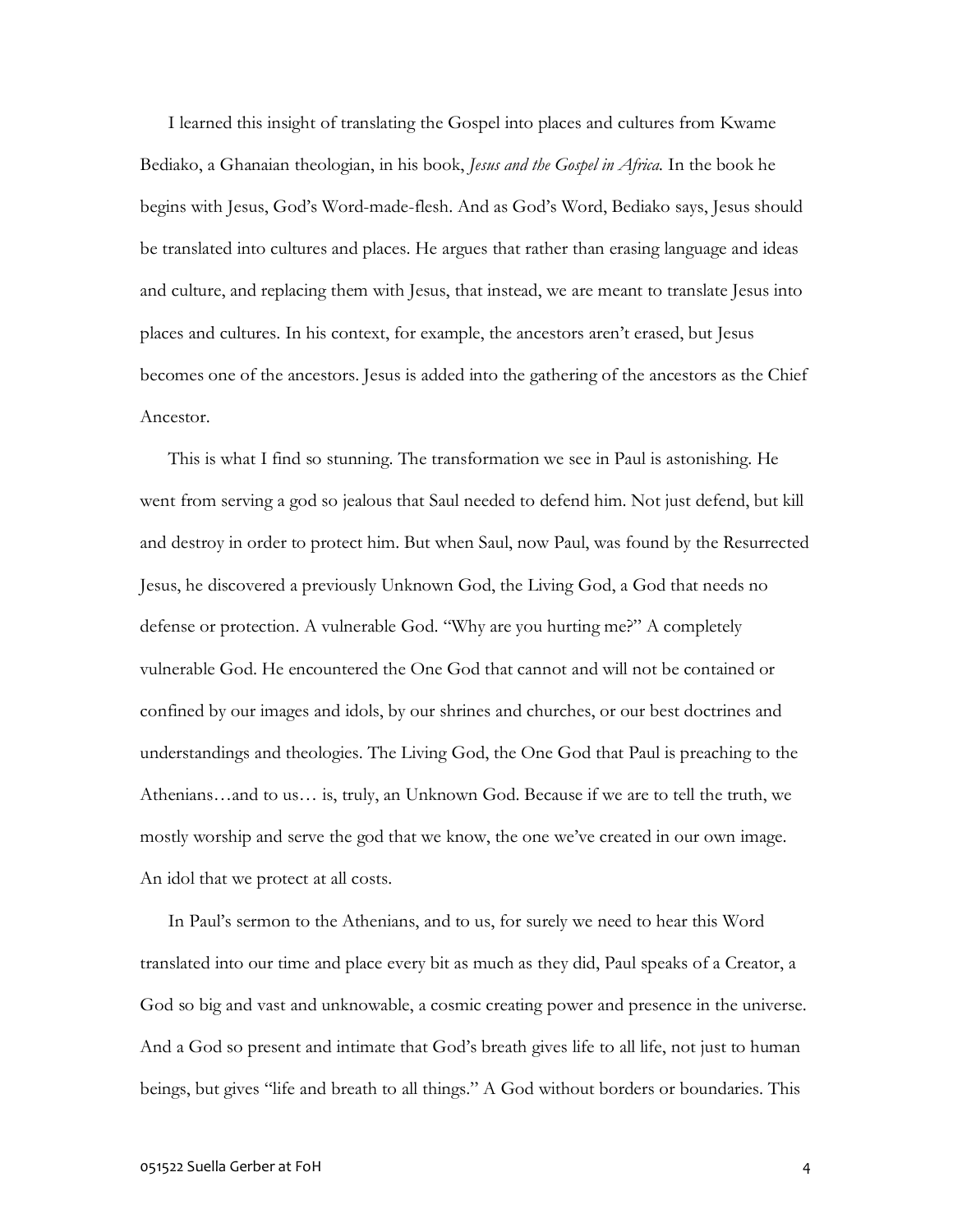I learned this insight of translating the Gospel into places and cultures from Kwame Bediako, a Ghanaian theologian, in his book, *Jesus and the Gospel in Africa.* In the book he begins with Jesus, God's Word-made-flesh. And as God's Word, Bediako says, Jesus should be translated into cultures and places. He argues that rather than erasing language and ideas and culture, and replacing them with Jesus, that instead, we are meant to translate Jesus into places and cultures. In his context, for example, the ancestors aren't erased, but Jesus becomes one of the ancestors. Jesus is added into the gathering of the ancestors as the Chief Ancestor.

This is what I find so stunning. The transformation we see in Paul is astonishing. He went from serving a god so jealous that Saul needed to defend him. Not just defend, but kill and destroy in order to protect him. But when Saul, now Paul, was found by the Resurrected Jesus, he discovered a previously Unknown God, the Living God, a God that needs no defense or protection. A vulnerable God. "Why are you hurting me?" A completely vulnerable God. He encountered the One God that cannot and will not be contained or confined by our images and idols, by our shrines and churches, or our best doctrines and understandings and theologies. The Living God, the One God that Paul is preaching to the Athenians…and to us… is, truly, an Unknown God. Because if we are to tell the truth, we mostly worship and serve the god that we know, the one we've created in our own image. An idol that we protect at all costs.

In Paul's sermon to the Athenians, and to us, for surely we need to hear this Word translated into our time and place every bit as much as they did, Paul speaks of a Creator, a God so big and vast and unknowable, a cosmic creating power and presence in the universe. And a God so present and intimate that God's breath gives life to all life, not just to human beings, but gives "life and breath to all things." A God without borders or boundaries. This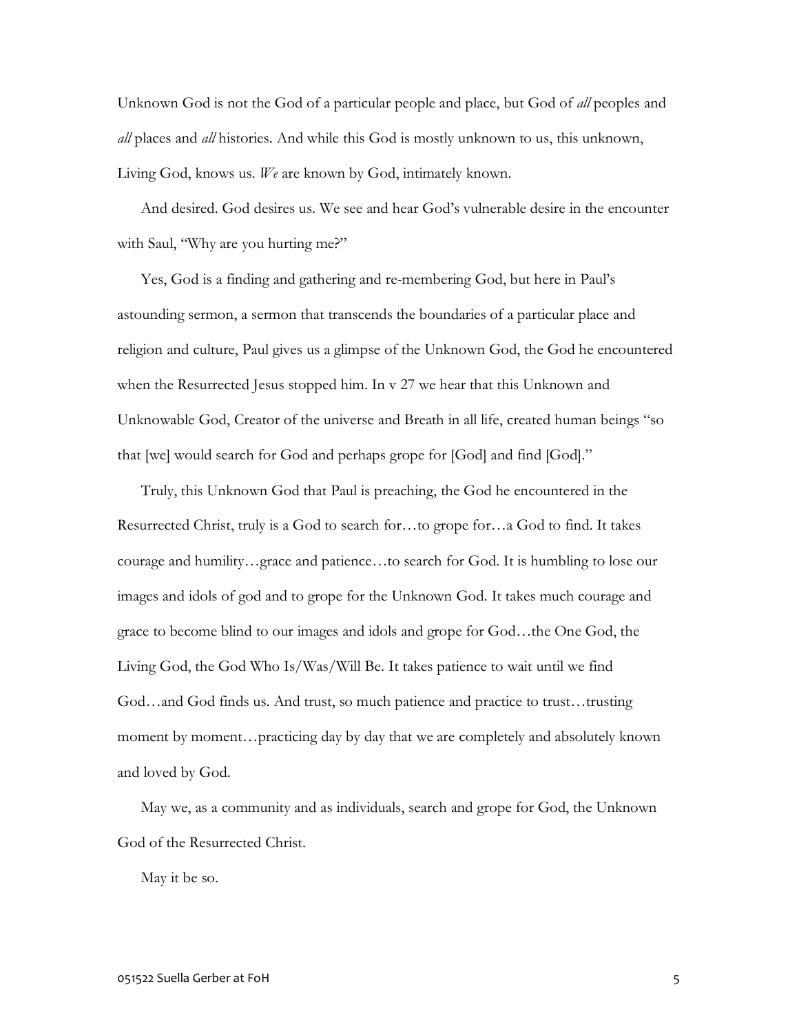Unknown God is not the God of a particular people and place, but God of *all* peoples and *all* places and *all* histories. And while this God is mostly unknown to us, this unknown, Living God, knows us. *We* are known by God, intimately known.

And desired. God desires us. We see and hear God's vulnerable desire in the encounter with Saul, "Why are you hurting me?"

Yes, God is a finding and gathering and re-membering God, but here in Paul's astounding sermon, a sermon that transcends the boundaries of a particular place and religion and culture, Paul gives us a glimpse of the Unknown God, the God he encountered when the Resurrected Jesus stopped him. In v 27 we hear that this Unknown and Unknowable God, Creator of the universe and Breath in all life, created human beings "so that [we] would search for God and perhaps grope for [God] and find [God]."

Truly, this Unknown God that Paul is preaching, the God he encountered in the Resurrected Christ, truly is a God to search for…to grope for…a God to find. It takes courage and humility…grace and patience…to search for God. It is humbling to lose our images and idols of god and to grope for the Unknown God. It takes much courage and grace to become blind to our images and idols and grope for God…the One God, the Living God, the God Who Is/Was/Will Be. It takes patience to wait until we find God…and God finds us. And trust, so much patience and practice to trust…trusting moment by moment…practicing day by day that we are completely and absolutely known and loved by God.

May we, as a community and as individuals, search and grope for God, the Unknown God of the Resurrected Christ.

May it be so.